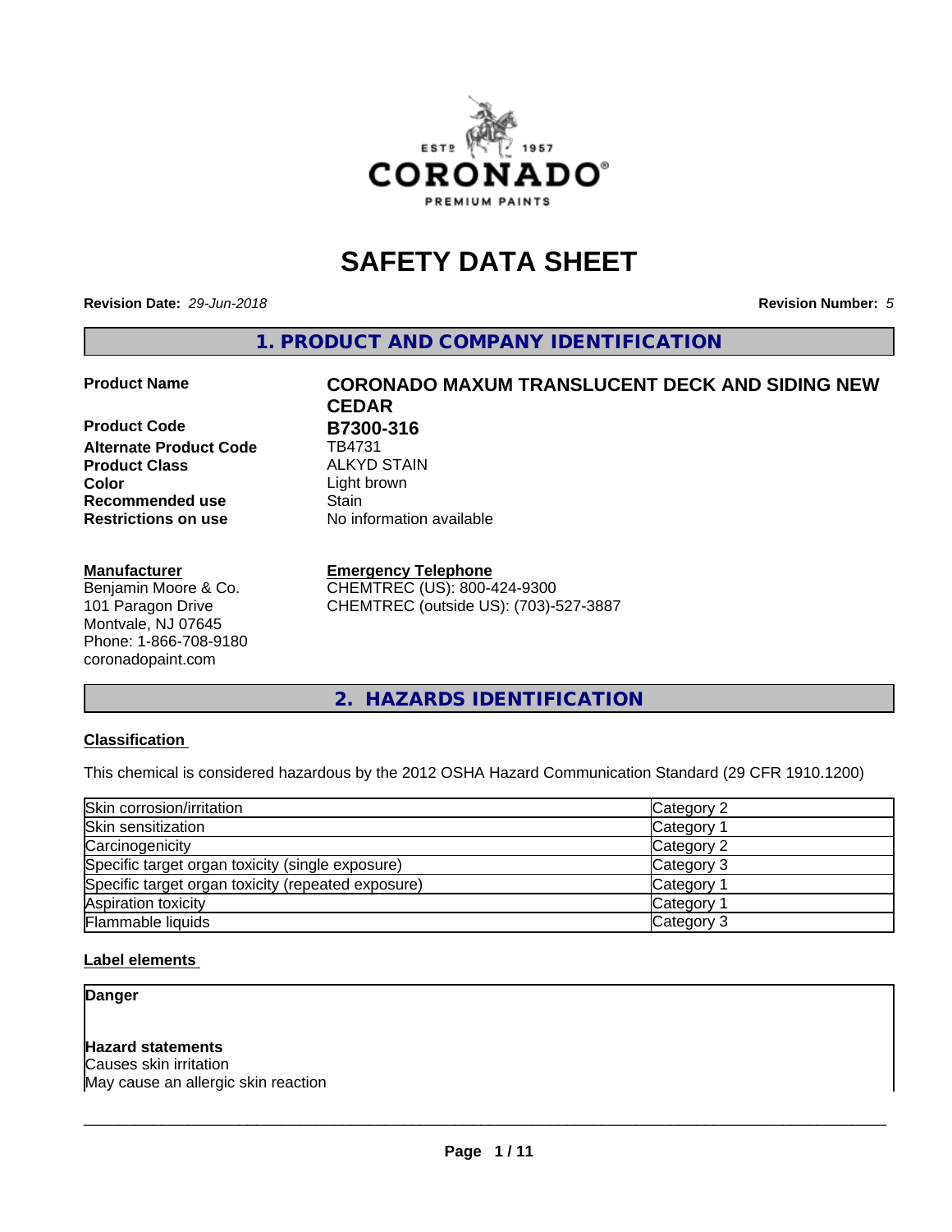# SAFETY DATA SHEET

**Revision Date:** *29-Jun-2018* **Revision Number:** *5*

## 1. PRODUCT AND COMPANY IDENTIFICATION

| | |
|---|---|
| **Product Name** | **CORONADO MAXUM TRANSLUCENT DECK AND SIDING NEW CEDAR** |
| **Product Code** | **B7300-316** |
| **Alternate Product Code** | TB4731 |
| **Product Class** | ALKYD STAIN |
| **Color** | Light brown |
| **Recommended use** | Stain |
| **Restrictions on use** | No information available |

**Manufacturer**
Benjamin Moore & Co.
101 Paragon Drive
Montvale, NJ 07645
Phone: 1-866-708-9180
coronadopaint.com

**Emergency Telephone**
CHEMTREC (US): 800-424-9300
CHEMTREC (outside US): (703)-527-3887

## 2. HAZARDS IDENTIFICATION

### Classification

This chemical is considered hazardous by the 2012 OSHA Hazard Communication Standard (29 CFR 1910.1200)

| | |
|---|---|
| Skin corrosion/irritation | Category 2 |
| Skin sensitization | Category 1 |
| Carcinogenicity | Category 2 |
| Specific target organ toxicity (single exposure) | Category 3 |
| Specific target organ toxicity (repeated exposure) | Category 1 |
| Aspiration toxicity | Category 1 |
| Flammable liquids | Category 3 |

### Label elements

**Danger**

**Hazard statements**
Causes skin irritation
May cause an allergic skin reaction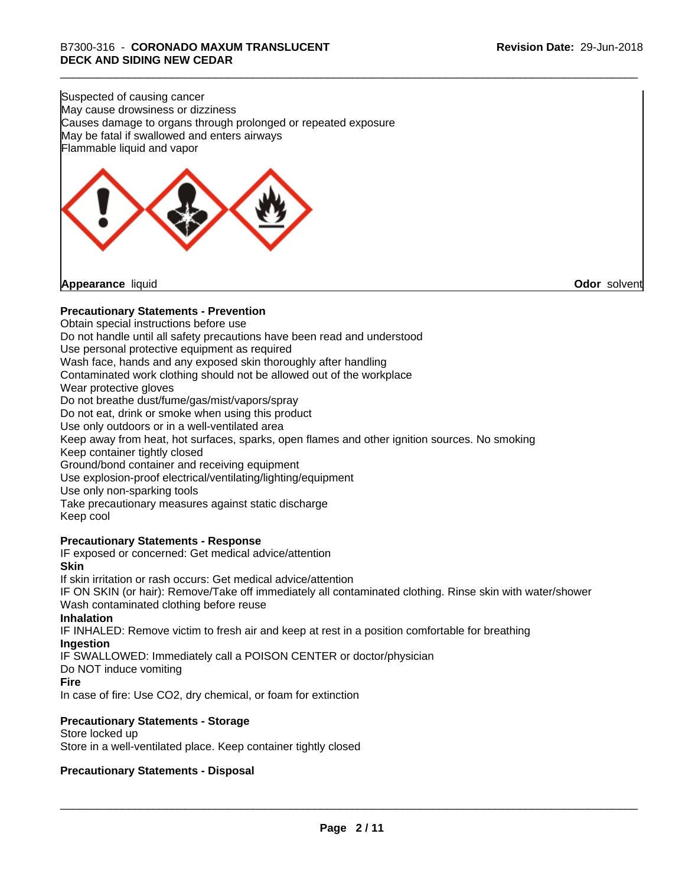Suspected of causing cancer
May cause drowsiness or dizziness
Causes damage to organs through prolonged or repeated exposure
May be fatal if swallowed and enters airways
Flammable liquid and vapor

**Appearance** liquid **Odor** solvent

**Precautionary Statements - Prevention**

Obtain special instructions before use
Do not handle until all safety precautions have been read and understood
Use personal protective equipment as required
Wash face, hands and any exposed skin thoroughly after handling
Contaminated work clothing should not be allowed out of the workplace
Wear protective gloves
Do not breathe dust/fume/gas/mist/vapors/spray
Do not eat, drink or smoke when using this product
Use only outdoors or in a well-ventilated area
Keep away from heat, hot surfaces, sparks, open flames and other ignition sources. No smoking
Keep container tightly closed
Ground/bond container and receiving equipment
Use explosion-proof electrical/ventilating/lighting/equipment
Use only non-sparking tools
Take precautionary measures against static discharge
Keep cool

**Precautionary Statements - Response**

IF exposed or concerned: Get medical advice/attention

**Skin**

If skin irritation or rash occurs: Get medical advice/attention
IF ON SKIN (or hair): Remove/Take off immediately all contaminated clothing. Rinse skin with water/shower
Wash contaminated clothing before reuse

**Inhalation**

IF INHALED: Remove victim to fresh air and keep at rest in a position comfortable for breathing

**Ingestion**

IF SWALLOWED: Immediately call a POISON CENTER or doctor/physician
Do NOT induce vomiting

**Fire**

In case of fire: Use CO2, dry chemical, or foam for extinction

**Precautionary Statements - Storage**

Store locked up
Store in a well-ventilated place. Keep container tightly closed

**Precautionary Statements - Disposal**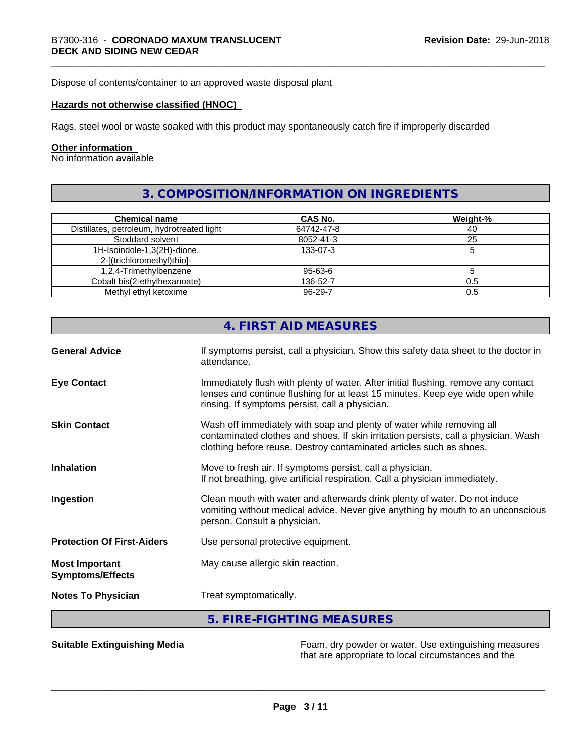Dispose of contents/container to an approved waste disposal plant

**Hazards not otherwise classified (HNOC)**

Rags, steel wool or waste soaked with this product may spontaneously catch fire if improperly discarded

**Other information**

No information available

## 3. COMPOSITION/INFORMATION ON INGREDIENTS

| Chemical name | CAS No. | Weight-% |
|---|---|---|
| Distillates, petroleum, hydrotreated light | 64742-47-8 | 40 |
| Stoddard solvent | 8052-41-3 | 25 |
| 1H-Isoindole-1,3(2H)-dione, 2-[(trichloromethyl)thio]- | 133-07-3 | 5 |
| 1,2,4-Trimethylbenzene | 95-63-6 | 5 |
| Cobalt bis(2-ethylhexanoate) | 136-52-7 | 0.5 |
| Methyl ethyl ketoxime | 96-29-7 | 0.5 |

## 4. FIRST AID MEASURES

**General Advice**
If symptoms persist, call a physician. Show this safety data sheet to the doctor in attendance.

**Eye Contact**
Immediately flush with plenty of water. After initial flushing, remove any contact lenses and continue flushing for at least 15 minutes. Keep eye wide open while rinsing. If symptoms persist, call a physician.

**Skin Contact**
Wash off immediately with soap and plenty of water while removing all contaminated clothes and shoes. If skin irritation persists, call a physician. Wash clothing before reuse. Destroy contaminated articles such as shoes.

**Inhalation**
Move to fresh air. If symptoms persist, call a physician.
If not breathing, give artificial respiration. Call a physician immediately.

**Ingestion**
Clean mouth with water and afterwards drink plenty of water. Do not induce vomiting without medical advice. Never give anything by mouth to an unconscious person. Consult a physician.

**Protection Of First-Aiders**
Use personal protective equipment.

**Most Important Symptoms/Effects**
May cause allergic skin reaction.

**Notes To Physician**
Treat symptomatically.

## 5. FIRE-FIGHTING MEASURES

**Suitable Extinguishing Media**
Foam, dry powder or water. Use extinguishing measures that are appropriate to local circumstances and the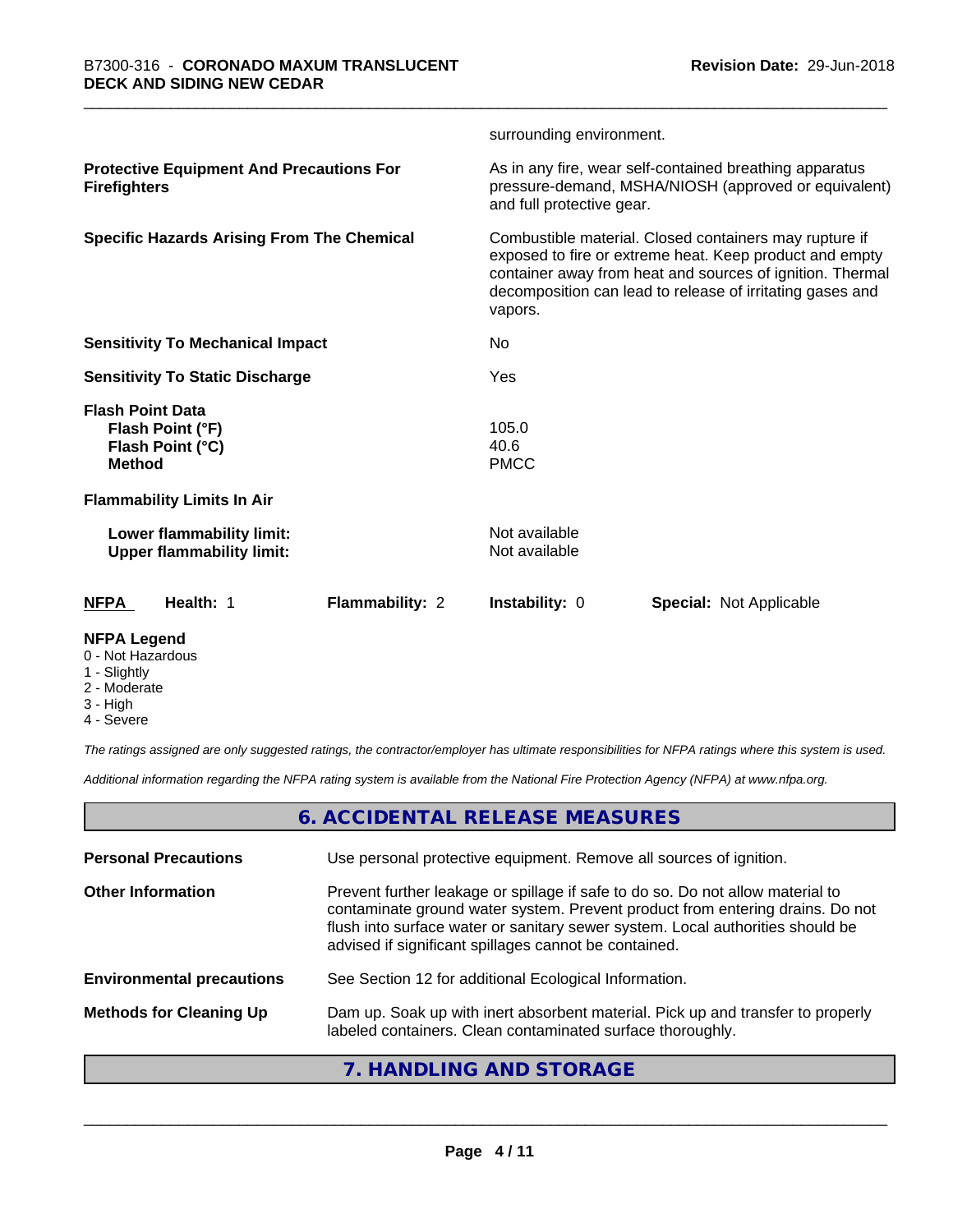surrounding environment.

| | |
|---|---|
| **Protective Equipment And Precautions For Firefighters** | As in any fire, wear self-contained breathing apparatus pressure-demand, MSHA/NIOSH (approved or equivalent) and full protective gear. |
| **Specific Hazards Arising From The Chemical** | Combustible material. Closed containers may rupture if exposed to fire or extreme heat. Keep product and empty container away from heat and sources of ignition. Thermal decomposition can lead to release of irritating gases and vapors. |
| **Sensitivity To Mechanical Impact** | No |
| **Sensitivity To Static Discharge** | Yes |

**Flash Point Data**

| | |
|---|---|
| **Flash Point (°F)** | 105.0 |
| **Flash Point (°C)** | 40.6 |
| **Method** | PMCC |

**Flammability Limits In Air**

| | |
|---|---|
| **Lower flammability limit:** | Not available |
| **Upper flammability limit:** | Not available |

| **NFPA** | **Health:** 1 | **Flammability:** 2 | **Instability:** 0 | **Special:** Not Applicable |
|---|---|---|---|---|

**NFPA Legend**

- 0 - Not Hazardous
- 1 - Slightly
- 2 - Moderate
- 3 - High
- 4 - Severe

*The ratings assigned are only suggested ratings, the contractor/employer has ultimate responsibilities for NFPA ratings where this system is used.*

*Additional information regarding the NFPA rating system is available from the National Fire Protection Agency (NFPA) at www.nfpa.org.*

## 6. ACCIDENTAL RELEASE MEASURES

| | |
|---|---|
| **Personal Precautions** | Use personal protective equipment. Remove all sources of ignition. |
| **Other Information** | Prevent further leakage or spillage if safe to do so. Do not allow material to contaminate ground water system. Prevent product from entering drains. Do not flush into surface water or sanitary sewer system. Local authorities should be advised if significant spillages cannot be contained. |
| **Environmental precautions** | See Section 12 for additional Ecological Information. |
| **Methods for Cleaning Up** | Dam up. Soak up with inert absorbent material. Pick up and transfer to properly labeled containers. Clean contaminated surface thoroughly. |

## 7. HANDLING AND STORAGE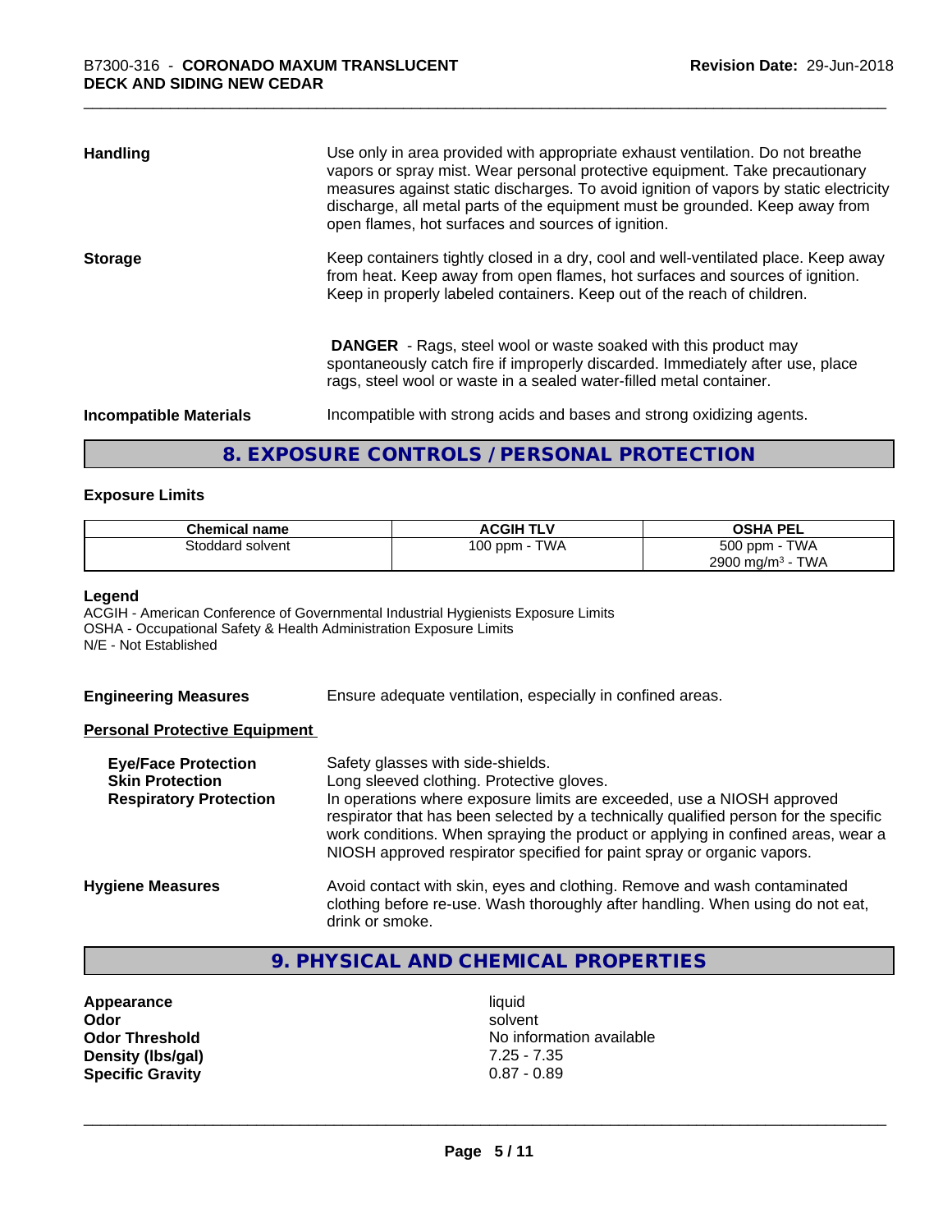| | |
|---|---|
| **Handling** | Use only in area provided with appropriate exhaust ventilation. Do not breathe vapors or spray mist. Wear personal protective equipment. Take precautionary measures against static discharges. To avoid ignition of vapors by static electricity discharge, all metal parts of the equipment must be grounded. Keep away from open flames, hot surfaces and sources of ignition. |
| **Storage** | Keep containers tightly closed in a dry, cool and well-ventilated place. Keep away from heat. Keep away from open flames, hot surfaces and sources of ignition. Keep in properly labeled containers. Keep out of the reach of children.<br><br>**DANGER** - Rags, steel wool or waste soaked with this product may spontaneously catch fire if improperly discarded. Immediately after use, place rags, steel wool or waste in a sealed water-filled metal container. |
| **Incompatible Materials** | Incompatible with strong acids and bases and strong oxidizing agents. |

## 8. EXPOSURE CONTROLS / PERSONAL PROTECTION

### Exposure Limits

| Chemical name | ACGIH TLV | OSHA PEL |
|---|---|---|
| Stoddard solvent | 100 ppm - TWA | 500 ppm - TWA<br>2900 mg/m³ - TWA |

**Legend**
ACGIH - American Conference of Governmental Industrial Hygienists Exposure Limits
OSHA - Occupational Safety & Health Administration Exposure Limits
N/E - Not Established

**Engineering Measures** Ensure adequate ventilation, especially in confined areas.

**Personal Protective Equipment**

| | |
|---|---|
| **Eye/Face Protection** | Safety glasses with side-shields. |
| **Skin Protection** | Long sleeved clothing. Protective gloves. |
| **Respiratory Protection** | In operations where exposure limits are exceeded, use a NIOSH approved respirator that has been selected by a technically qualified person for the specific work conditions. When spraying the product or applying in confined areas, wear a NIOSH approved respirator specified for paint spray or organic vapors. |
| **Hygiene Measures** | Avoid contact with skin, eyes and clothing. Remove and wash contaminated clothing before re-use. Wash thoroughly after handling. When using do not eat, drink or smoke. |

## 9. PHYSICAL AND CHEMICAL PROPERTIES

| | |
|---|---|
| **Appearance** | liquid |
| **Odor** | solvent |
| **Odor Threshold** | No information available |
| **Density (lbs/gal)** | 7.25 - 7.35 |
| **Specific Gravity** | 0.87 - 0.89 |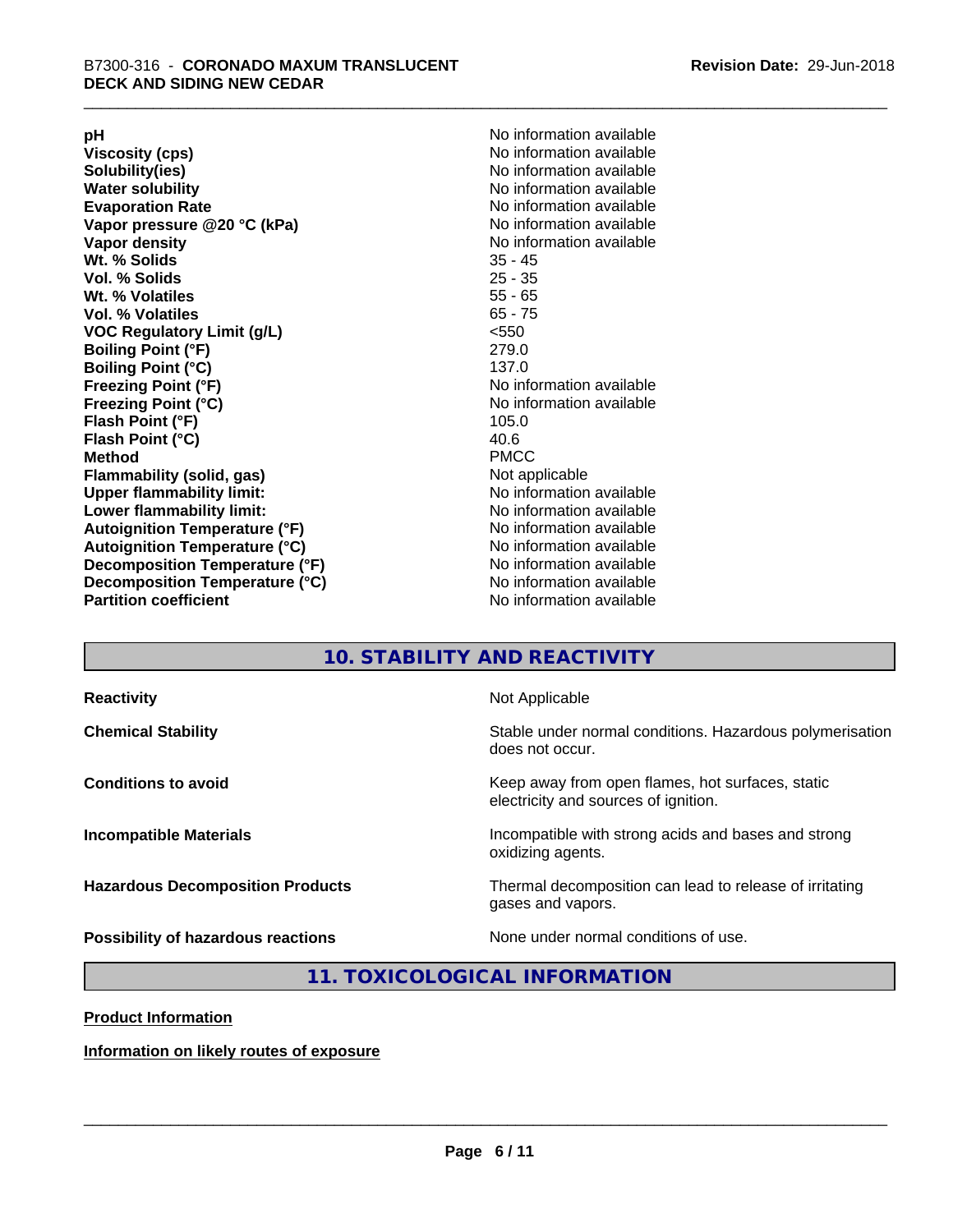| | |
|---|---|
| **pH** | No information available |
| **Viscosity (cps)** | No information available |
| **Solubility(ies)** | No information available |
| **Water solubility** | No information available |
| **Evaporation Rate** | No information available |
| **Vapor pressure @20 °C (kPa)** | No information available |
| **Vapor density** | No information available |
| **Wt. % Solids** | 35 - 45 |
| **Vol. % Solids** | 25 - 35 |
| **Wt. % Volatiles** | 55 - 65 |
| **Vol. % Volatiles** | 65 - 75 |
| **VOC Regulatory Limit (g/L)** | <550 |
| **Boiling Point (°F)** | 279.0 |
| **Boiling Point (°C)** | 137.0 |
| **Freezing Point (°F)** | No information available |
| **Freezing Point (°C)** | No information available |
| **Flash Point (°F)** | 105.0 |
| **Flash Point (°C)** | 40.6 |
| **Method** | PMCC |
| **Flammability (solid, gas)** | Not applicable |
| **Upper flammability limit:** | No information available |
| **Lower flammability limit:** | No information available |
| **Autoignition Temperature (°F)** | No information available |
| **Autoignition Temperature (°C)** | No information available |
| **Decomposition Temperature (°F)** | No information available |
| **Decomposition Temperature (°C)** | No information available |
| **Partition coefficient** | No information available |

## 10. STABILITY AND REACTIVITY

| | |
|---|---|
| **Reactivity** | Not Applicable |
| **Chemical Stability** | Stable under normal conditions. Hazardous polymerisation does not occur. |
| **Conditions to avoid** | Keep away from open flames, hot surfaces, static electricity and sources of ignition. |
| **Incompatible Materials** | Incompatible with strong acids and bases and strong oxidizing agents. |
| **Hazardous Decomposition Products** | Thermal decomposition can lead to release of irritating gases and vapors. |
| **Possibility of hazardous reactions** | None under normal conditions of use. |

## 11. TOXICOLOGICAL INFORMATION

**Product Information**

**Information on likely routes of exposure**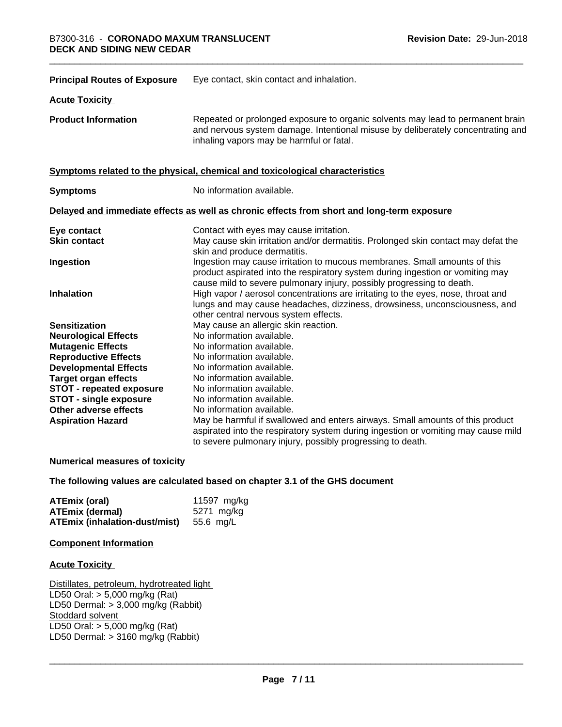| | |
|---|---|
| **Principal Routes of Exposure** | Eye contact, skin contact and inhalation. |

**Acute Toxicity**

| | |
|---|---|
| **Product Information** | Repeated or prolonged exposure to organic solvents may lead to permanent brain and nervous system damage. Intentional misuse by deliberately concentrating and inhaling vapors may be harmful or fatal. |

**Symptoms related to the physical, chemical and toxicological characteristics**

| | |
|---|---|
| **Symptoms** | No information available. |

**Delayed and immediate effects as well as chronic effects from short and long-term exposure**

| | |
|---|---|
| **Eye contact** | Contact with eyes may cause irritation. |
| **Skin contact** | May cause skin irritation and/or dermatitis. Prolonged skin contact may defat the skin and produce dermatitis. |
| **Ingestion** | Ingestion may cause irritation to mucous membranes. Small amounts of this product aspirated into the respiratory system during ingestion or vomiting may cause mild to severe pulmonary injury, possibly progressing to death. |
| **Inhalation** | High vapor / aerosol concentrations are irritating to the eyes, nose, throat and lungs and may cause headaches, dizziness, drowsiness, unconsciousness, and other central nervous system effects. |
| **Sensitization** | May cause an allergic skin reaction. |
| **Neurological Effects** | No information available. |
| **Mutagenic Effects** | No information available. |
| **Reproductive Effects** | No information available. |
| **Developmental Effects** | No information available. |
| **Target organ effects** | No information available. |
| **STOT - repeated exposure** | No information available. |
| **STOT - single exposure** | No information available. |
| **Other adverse effects** | No information available. |
| **Aspiration Hazard** | May be harmful if swallowed and enters airways. Small amounts of this product aspirated into the respiratory system during ingestion or vomiting may cause mild to severe pulmonary injury, possibly progressing to death. |

**Numerical measures of toxicity**

**The following values are calculated based on chapter 3.1 of the GHS document**

| | |
|---|---|
| **ATEmix (oral)** | 11597 mg/kg |
| **ATEmix (dermal)** | 5271 mg/kg |
| **ATEmix (inhalation-dust/mist)** | 55.6 mg/L |

**Component Information**

**Acute Toxicity**

Distillates, petroleum, hydrotreated light
LD50 Oral: > 5,000 mg/kg (Rat)
LD50 Dermal: > 3,000 mg/kg (Rabbit)
Stoddard solvent
LD50 Oral: > 5,000 mg/kg (Rat)
LD50 Dermal: > 3160 mg/kg (Rabbit)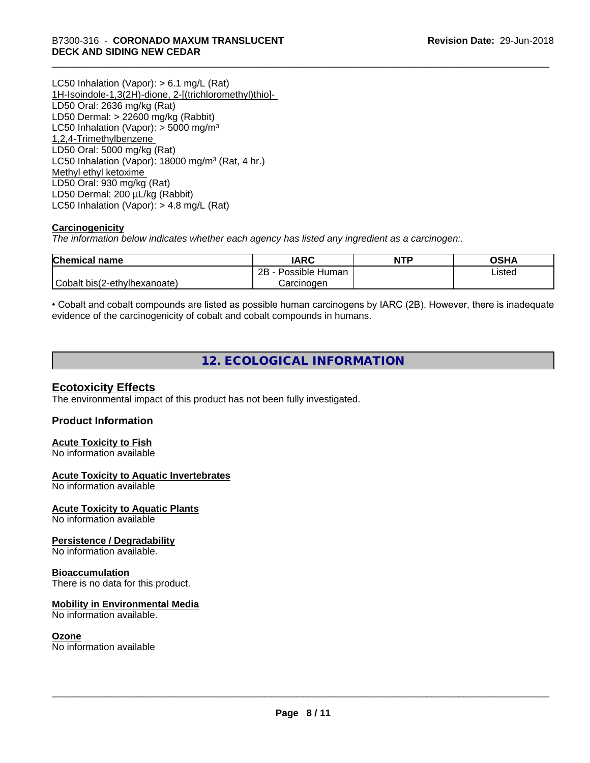LC50 Inhalation (Vapor): > 6.1 mg/L (Rat)

1H-Isoindole-1,3(2H)-dione, 2-[(trichloromethyl)thio]-

LD50 Oral: 2636 mg/kg (Rat)
LD50 Dermal: > 22600 mg/kg (Rabbit)
LC50 Inhalation (Vapor): > 5000 mg/m³

1,2,4-Trimethylbenzene

LD50 Oral: 5000 mg/kg (Rat)
LC50 Inhalation (Vapor): 18000 mg/m³ (Rat, 4 hr.)

Methyl ethyl ketoxime

LD50 Oral: 930 mg/kg (Rat)
LD50 Dermal: 200 µL/kg (Rabbit)
LC50 Inhalation (Vapor): > 4.8 mg/L (Rat)

**Carcinogenicity**

*The information below indicates whether each agency has listed any ingredient as a carcinogen:.*

| Chemical name | IARC | NTP | OSHA |
|---|---|---|---|
| Cobalt bis(2-ethylhexanoate) | 2B - Possible Human Carcinogen | | Listed |

• Cobalt and cobalt compounds are listed as possible human carcinogens by IARC (2B). However, there is inadequate evidence of the carcinogenicity of cobalt and cobalt compounds in humans.

## 12. ECOLOGICAL INFORMATION

### Ecotoxicity Effects

The environmental impact of this product has not been fully investigated.

### Product Information

**Acute Toxicity to Fish**

No information available

**Acute Toxicity to Aquatic Invertebrates**

No information available

**Acute Toxicity to Aquatic Plants**

No information available

**Persistence / Degradability**

No information available.

**Bioaccumulation**

There is no data for this product.

**Mobility in Environmental Media**

No information available.

**Ozone**

No information available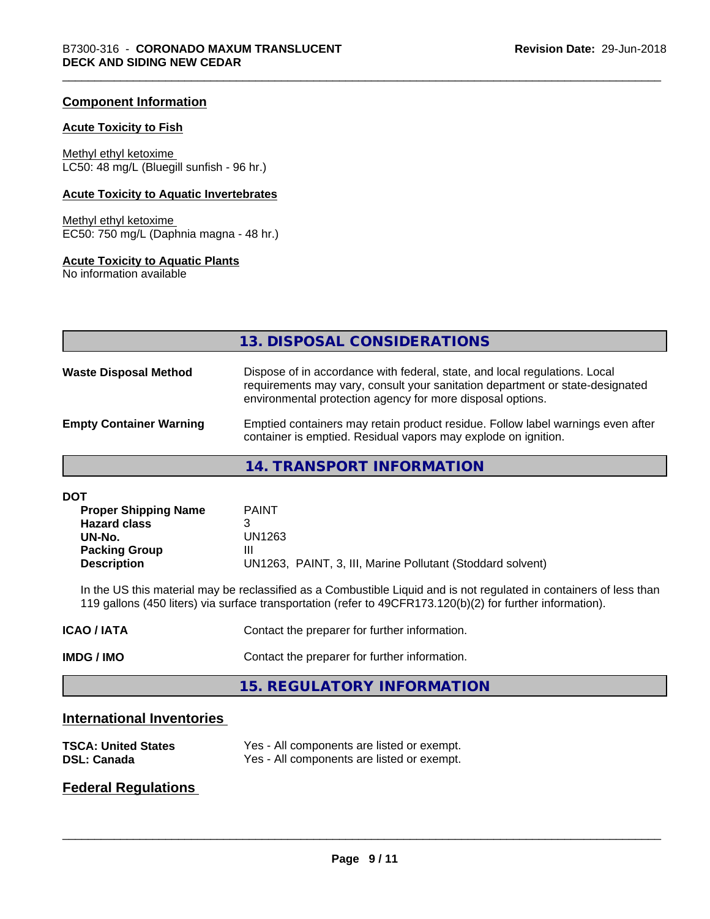## Component Information

### Acute Toxicity to Fish

Methyl ethyl ketoxime
LC50: 48 mg/L (Bluegill sunfish - 96 hr.)

### Acute Toxicity to Aquatic Invertebrates

Methyl ethyl ketoxime
EC50: 750 mg/L (Daphnia magna - 48 hr.)

### Acute Toxicity to Aquatic Plants

No information available

## 13. DISPOSAL CONSIDERATIONS

**Waste Disposal Method** — Dispose of in accordance with federal, state, and local regulations. Local requirements may vary, consult your sanitation department or state-designated environmental protection agency for more disposal options.

**Empty Container Warning** — Emptied containers may retain product residue. Follow label warnings even after container is emptied. Residual vapors may explode on ignition.

## 14. TRANSPORT INFORMATION

**DOT**

| | |
|---|---|
| **Proper Shipping Name** | PAINT |
| **Hazard class** | 3 |
| **UN-No.** | UN1263 |
| **Packing Group** | III |
| **Description** | UN1263, PAINT, 3, III, Marine Pollutant (Stoddard solvent) |

In the US this material may be reclassified as a Combustible Liquid and is not regulated in containers of less than 119 gallons (450 liters) via surface transportation (refer to 49CFR173.120(b)(2) for further information).

**ICAO / IATA** — Contact the preparer for further information.

**IMDG / IMO** — Contact the preparer for further information.

## 15. REGULATORY INFORMATION

### International Inventories

| | |
|---|---|
| **TSCA: United States** | Yes - All components are listed or exempt. |
| **DSL: Canada** | Yes - All components are listed or exempt. |

### Federal Regulations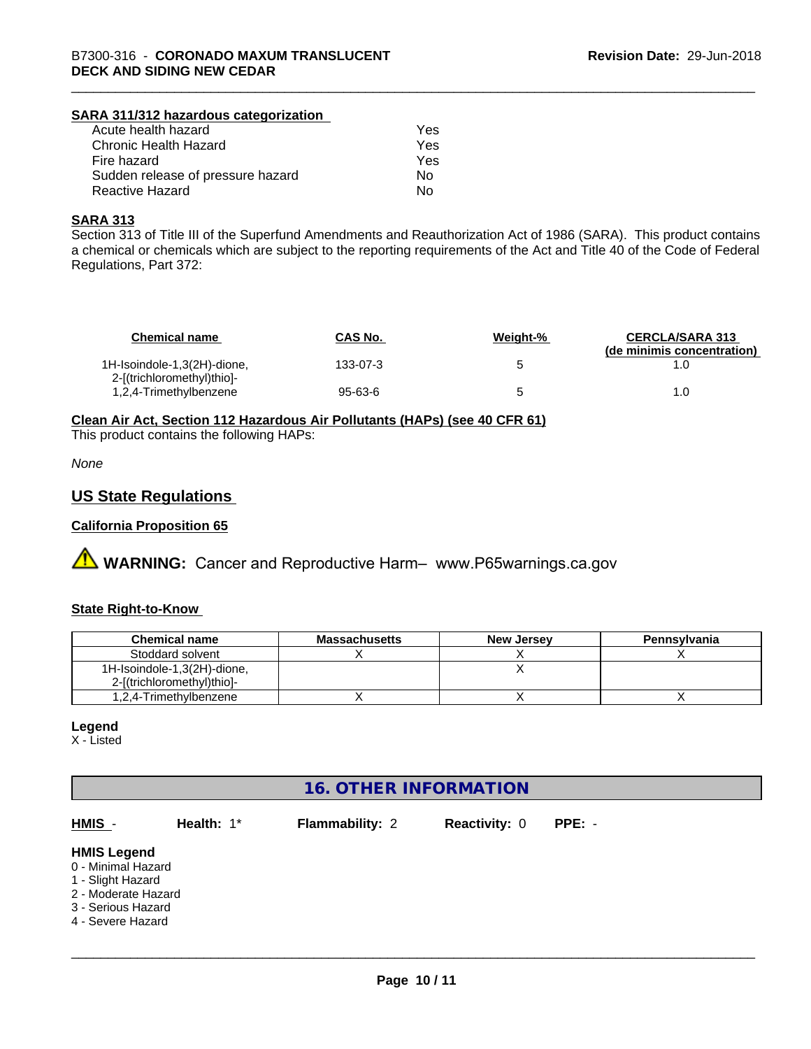#### SARA 311/312 hazardous categorization

| | |
|---|---|
| Acute health hazard | Yes |
| Chronic Health Hazard | Yes |
| Fire hazard | Yes |
| Sudden release of pressure hazard | No |
| Reactive Hazard | No |

#### SARA 313

Section 313 of Title III of the Superfund Amendments and Reauthorization Act of 1986 (SARA). This product contains a chemical or chemicals which are subject to the reporting requirements of the Act and Title 40 of the Code of Federal Regulations, Part 372:

| Chemical name | CAS No. | Weight-% | CERCLA/SARA 313 (de minimis concentration) |
|---|---|---|---|
| 1H-Isoindole-1,3(2H)-dione, 2-[(trichloromethyl)thio]- | 133-07-3 | 5 | 1.0 |
| 1,2,4-Trimethylbenzene | 95-63-6 | 5 | 1.0 |

#### Clean Air Act, Section 112 Hazardous Air Pollutants (HAPs) (see 40 CFR 61)

This product contains the following HAPs:

*None*

## US State Regulations

#### California Proposition 65

⚠ **WARNING:** Cancer and Reproductive Harm– www.P65warnings.ca.gov

#### State Right-to-Know

| Chemical name | Massachusetts | New Jersey | Pennsylvania |
|---|---|---|---|
| Stoddard solvent | X | X | X |
| 1H-Isoindole-1,3(2H)-dione, 2-[(trichloromethyl)thio]- | | X | |
| 1,2,4-Trimethylbenzene | X | X | X |

**Legend**

X - Listed

## 16. OTHER INFORMATION

**HMIS** - **Health:** 1* **Flammability:** 2 **Reactivity:** 0 **PPE:** -

**HMIS Legend**

0 - Minimal Hazard
1 - Slight Hazard
2 - Moderate Hazard
3 - Serious Hazard
4 - Severe Hazard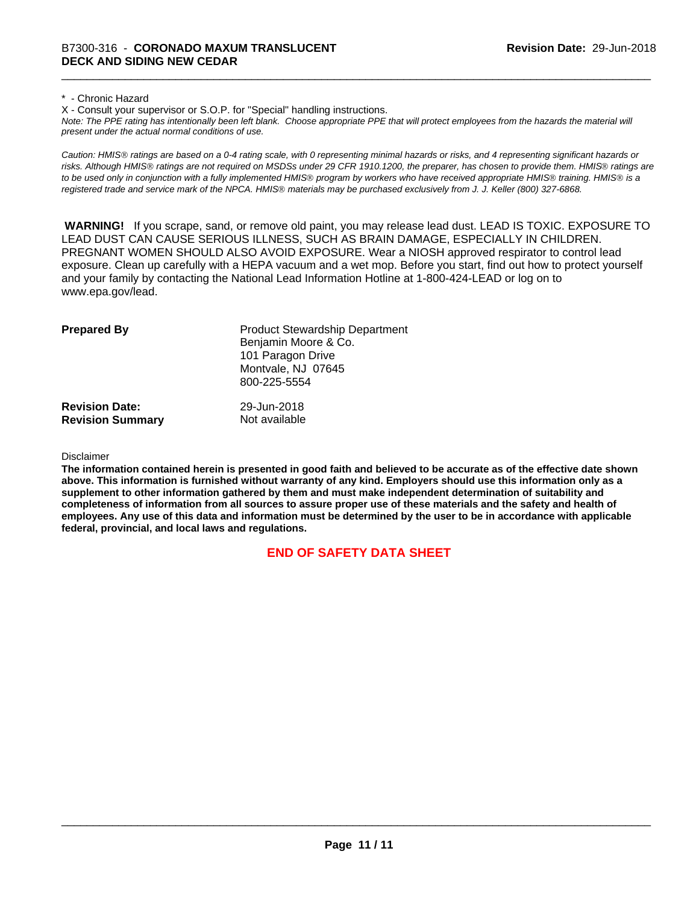\* - Chronic Hazard

X - Consult your supervisor or S.O.P. for "Special" handling instructions.

*Note: The PPE rating has intentionally been left blank. Choose appropriate PPE that will protect employees from the hazards the material will present under the actual normal conditions of use.*

*Caution: HMIS® ratings are based on a 0-4 rating scale, with 0 representing minimal hazards or risks, and 4 representing significant hazards or risks. Although HMIS® ratings are not required on MSDSs under 29 CFR 1910.1200, the preparer, has chosen to provide them. HMIS® ratings are to be used only in conjunction with a fully implemented HMIS® program by workers who have received appropriate HMIS® training. HMIS® is a registered trade and service mark of the NPCA. HMIS® materials may be purchased exclusively from J. J. Keller (800) 327-6868.*

**WARNING!** If you scrape, sand, or remove old paint, you may release lead dust. LEAD IS TOXIC. EXPOSURE TO LEAD DUST CAN CAUSE SERIOUS ILLNESS, SUCH AS BRAIN DAMAGE, ESPECIALLY IN CHILDREN. PREGNANT WOMEN SHOULD ALSO AVOID EXPOSURE. Wear a NIOSH approved respirator to control lead exposure. Clean up carefully with a HEPA vacuum and a wet mop. Before you start, find out how to protect yourself and your family by contacting the National Lead Information Hotline at 1-800-424-LEAD or log on to www.epa.gov/lead.

| | |
|---|---|
| **Prepared By** | Product Stewardship Department<br>Benjamin Moore & Co.<br>101 Paragon Drive<br>Montvale, NJ 07645<br>800-225-5554 |
| **Revision Date:** | 29-Jun-2018 |
| **Revision Summary** | Not available |

Disclaimer

**The information contained herein is presented in good faith and believed to be accurate as of the effective date shown above. This information is furnished without warranty of any kind. Employers should use this information only as a supplement to other information gathered by them and must make independent determination of suitability and completeness of information from all sources to assure proper use of these materials and the safety and health of employees. Any use of this data and information must be determined by the user to be in accordance with applicable federal, provincial, and local laws and regulations.**

**END OF SAFETY DATA SHEET**